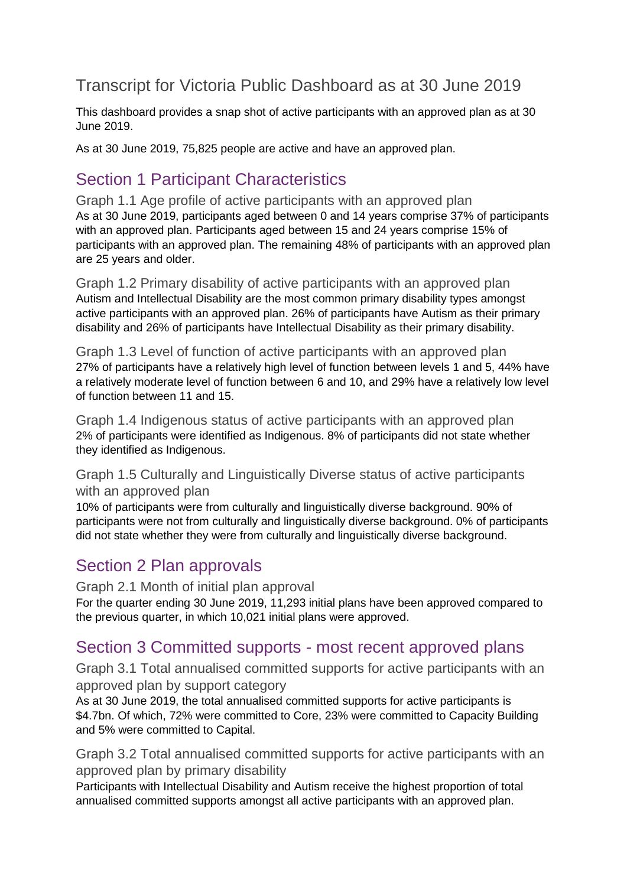# Transcript for Victoria Public Dashboard as at 30 June 2019

This dashboard provides a snap shot of active participants with an approved plan as at 30 June 2019.

As at 30 June 2019, 75,825 people are active and have an approved plan.

## Section 1 Participant Characteristics

### Graph 1.1 Age profile of active participants with an approved plan

As at 30 June 2019, participants aged between 0 and 14 years comprise 37% of participants with an approved plan. Participants aged between 15 and 24 years comprise 15% of participants with an approved plan. The remaining 48% of participants with an approved plan are 25 years and older.

### Graph 1.2 Primary disability of active participants with an approved plan

Autism and Intellectual Disability are the most common primary disability types amongst active participants with an approved plan. 26% of participants have Autism as their primary disability and 26% of participants have Intellectual Disability as their primary disability.

### Graph 1.3 Level of function of active participants with an approved plan

27% of participants have a relatively high level of function between levels 1 and 5, 44% have a relatively moderate level of function between 6 and 10, and 29% have a relatively low level of function between 11 and 15.

### Graph 1.4 Indigenous status of active participants with an approved plan

2% of participants were identified as Indigenous. 8% of participants did not state whether they identified as Indigenous.

### Graph 1.5 Culturally and Linguistically Diverse status of active participants with an approved plan

10% of participants were from culturally and linguistically diverse background. 90% of participants were not from culturally and linguistically diverse background. 0% of participants did not state whether they were from culturally and linguistically diverse background.

## Section 2 Plan approvals

### Graph 2.1 Month of initial plan approval

For the quarter ending 30 June 2019, 11,293 initial plans have been approved compared to the previous quarter, in which 10,021 initial plans were approved.

## Section 3 Committed supports - most recent approved plans

### Graph 3.1 Total annualised committed supports for active participants with an approved plan by support category

As at 30 June 2019, the total annualised committed supports for active participants is $4.7bn. Of which, 72% were committed to Core, 23% were committed to Capacity Building and 5% were committed to Capital.

### Graph 3.2 Total annualised committed supports for active participants with an approved plan by primary disability

Participants with Intellectual Disability and Autism receive the highest proportion of total annualised committed supports amongst all active participants with an approved plan.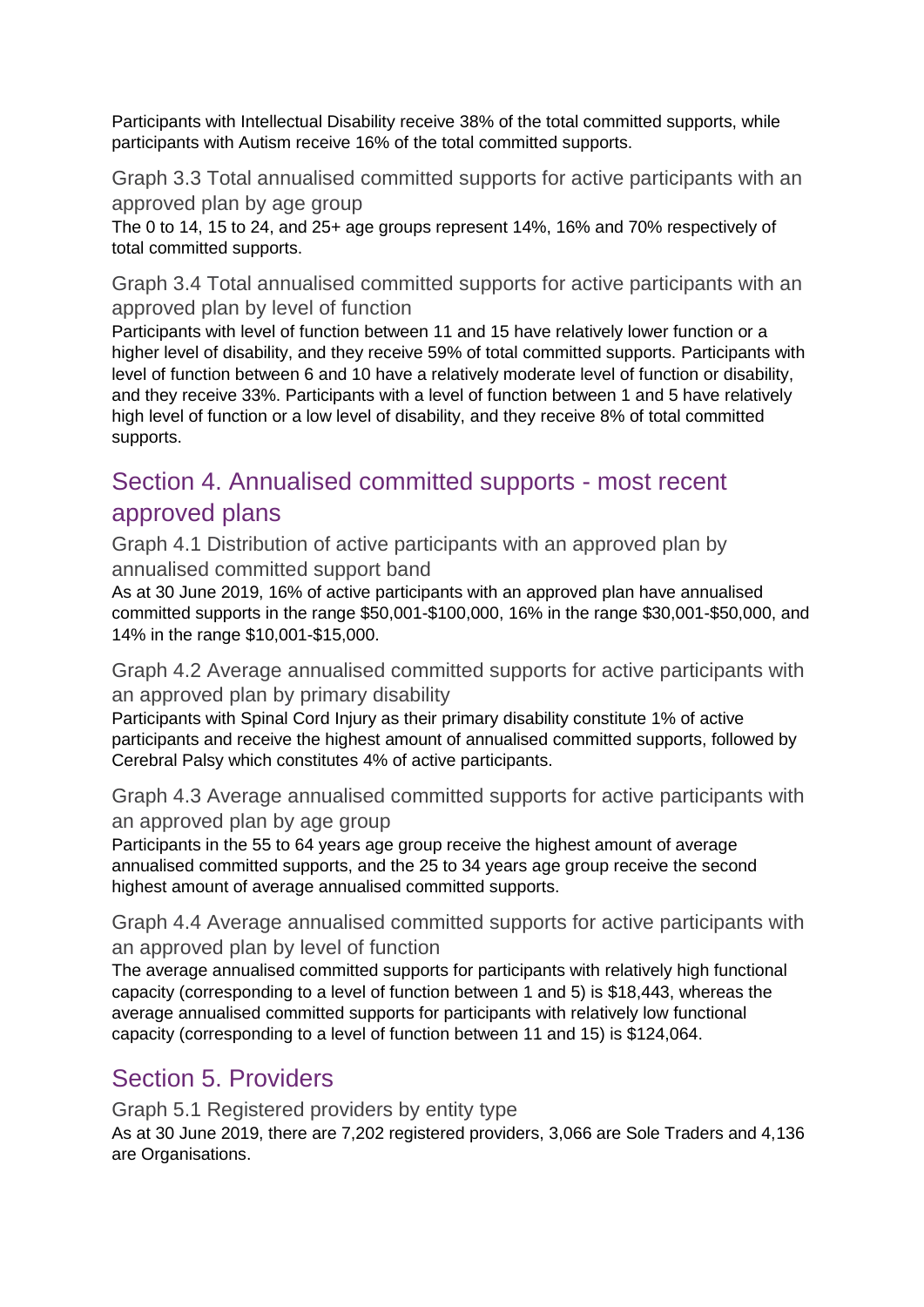Participants with Intellectual Disability receive 38% of the total committed supports, while participants with Autism receive 16% of the total committed supports.

### Graph 3.3 Total annualised committed supports for active participants with an approved plan by age group

The 0 to 14, 15 to 24, and 25+ age groups represent 14%, 16% and 70% respectively of total committed supports.

### Graph 3.4 Total annualised committed supports for active participants with an approved plan by level of function

Participants with level of function between 11 and 15 have relatively lower function or a higher level of disability, and they receive 59% of total committed supports. Participants with level of function between 6 and 10 have a relatively moderate level of function or disability, and they receive 33%. Participants with a level of function between 1 and 5 have relatively high level of function or a low level of disability, and they receive 8% of total committed supports.

## Section 4. Annualised committed supports - most recent approved plans

### Graph 4.1 Distribution of active participants with an approved plan by annualised committed support band

As at 30 June 2019, 16% of active participants with an approved plan have annualised committed supports in the range $50,001-$100,000, 16% in the range $30,001-$50,000, and 14% in the range $10,001-$15,000.

### Graph 4.2 Average annualised committed supports for active participants with an approved plan by primary disability

Participants with Spinal Cord Injury as their primary disability constitute 1% of active participants and receive the highest amount of annualised committed supports, followed by Cerebral Palsy which constitutes 4% of active participants.

### Graph 4.3 Average annualised committed supports for active participants with an approved plan by age group

Participants in the 55 to 64 years age group receive the highest amount of average annualised committed supports, and the 25 to 34 years age group receive the second highest amount of average annualised committed supports.

### Graph 4.4 Average annualised committed supports for active participants with an approved plan by level of function

The average annualised committed supports for participants with relatively high functional capacity (corresponding to a level of function between 1 and 5) is $18,443, whereas the average annualised committed supports for participants with relatively low functional capacity (corresponding to a level of function between 11 and 15) is $124,064.

## Section 5. Providers

### Graph 5.1 Registered providers by entity type

As at 30 June 2019, there are 7,202 registered providers, 3,066 are Sole Traders and 4,136 are Organisations.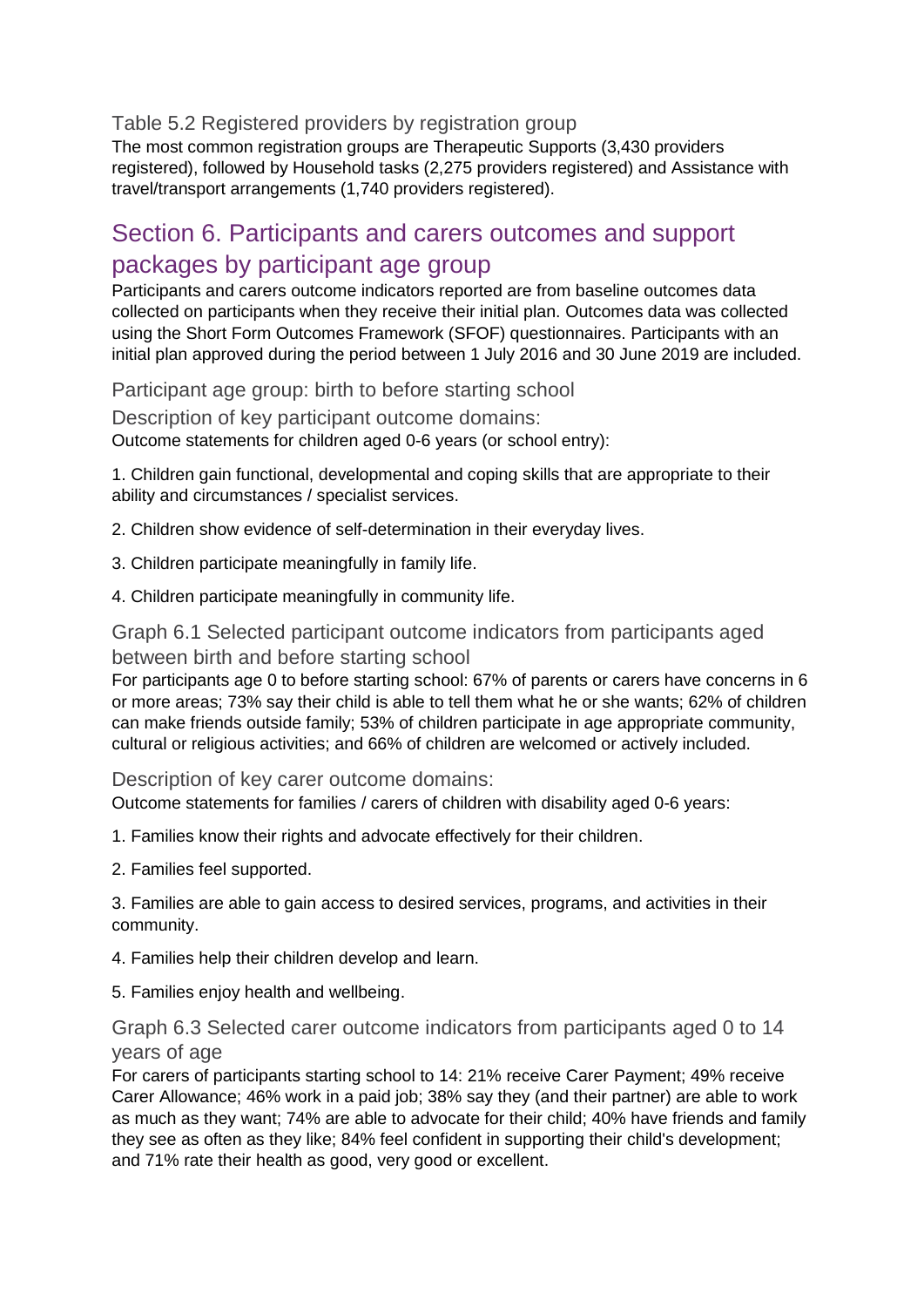### Table 5.2 Registered providers by registration group

The most common registration groups are Therapeutic Supports (3,430 providers registered), followed by Household tasks (2,275 providers registered) and Assistance with travel/transport arrangements (1,740 providers registered).

## Section 6. Participants and carers outcomes and support packages by participant age group

Participants and carers outcome indicators reported are from baseline outcomes data collected on participants when they receive their initial plan. Outcomes data was collected using the Short Form Outcomes Framework (SFOF) questionnaires. Participants with an initial plan approved during the period between 1 July 2016 and 30 June 2019 are included.

### Participant age group: birth to before starting school

### Description of key participant outcome domains:

Outcome statements for children aged 0-6 years (or school entry):

1. Children gain functional, developmental and coping skills that are appropriate to their ability and circumstances / specialist services.
2. Children show evidence of self-determination in their everyday lives.
3. Children participate meaningfully in family life.
4. Children participate meaningfully in community life.

### Graph 6.1 Selected participant outcome indicators from participants aged between birth and before starting school

For participants age 0 to before starting school: 67% of parents or carers have concerns in 6 or more areas; 73% say their child is able to tell them what he or she wants; 62% of children can make friends outside family; 53% of children participate in age appropriate community, cultural or religious activities; and 66% of children are welcomed or actively included.

### Description of key carer outcome domains:

Outcome statements for families / carers of children with disability aged 0-6 years:

1. Families know their rights and advocate effectively for their children.
2. Families feel supported.
3. Families are able to gain access to desired services, programs, and activities in their community.
4. Families help their children develop and learn.
5. Families enjoy health and wellbeing.

### Graph 6.3 Selected carer outcome indicators from participants aged 0 to 14 years of age

For carers of participants starting school to 14: 21% receive Carer Payment; 49% receive Carer Allowance; 46% work in a paid job; 38% say they (and their partner) are able to work as much as they want; 74% are able to advocate for their child; 40% have friends and family they see as often as they like; 84% feel confident in supporting their child's development; and 71% rate their health as good, very good or excellent.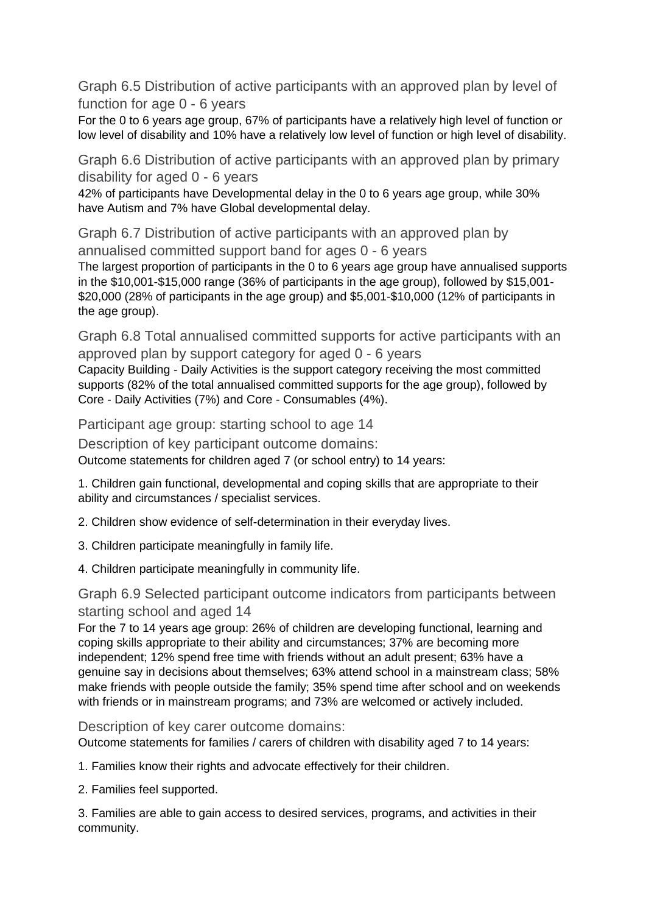### Graph 6.5 Distribution of active participants with an approved plan by level of function for age 0 - 6 years

For the 0 to 6 years age group, 67% of participants have a relatively high level of function or low level of disability and 10% have a relatively low level of function or high level of disability.

### Graph 6.6 Distribution of active participants with an approved plan by primary disability for aged 0 - 6 years

42% of participants have Developmental delay in the 0 to 6 years age group, while 30% have Autism and 7% have Global developmental delay.

### Graph 6.7 Distribution of active participants with an approved plan by annualised committed support band for ages 0 - 6 years

The largest proportion of participants in the 0 to 6 years age group have annualised supports in the $10,001-$15,000 range (36% of participants in the age group), followed by $15,001-$20,000 (28% of participants in the age group) and $5,001-$10,000 (12% of participants in the age group).

### Graph 6.8 Total annualised committed supports for active participants with an approved plan by support category for aged 0 - 6 years

Capacity Building - Daily Activities is the support category receiving the most committed supports (82% of the total annualised committed supports for the age group), followed by Core - Daily Activities (7%) and Core - Consumables (4%).

## Participant age group: starting school to age 14

### Description of key participant outcome domains:

Outcome statements for children aged 7 (or school entry) to 14 years:

1. Children gain functional, developmental and coping skills that are appropriate to their ability and circumstances / specialist services.

2. Children show evidence of self-determination in their everyday lives.

3. Children participate meaningfully in family life.

4. Children participate meaningfully in community life.

### Graph 6.9 Selected participant outcome indicators from participants between starting school and aged 14

For the 7 to 14 years age group: 26% of children are developing functional, learning and coping skills appropriate to their ability and circumstances; 37% are becoming more independent; 12% spend free time with friends without an adult present; 63% have a genuine say in decisions about themselves; 63% attend school in a mainstream class; 58% make friends with people outside the family; 35% spend time after school and on weekends with friends or in mainstream programs; and 73% are welcomed or actively included.

### Description of key carer outcome domains:

Outcome statements for families / carers of children with disability aged 7 to 14 years:

1. Families know their rights and advocate effectively for their children.

2. Families feel supported.

3. Families are able to gain access to desired services, programs, and activities in their community.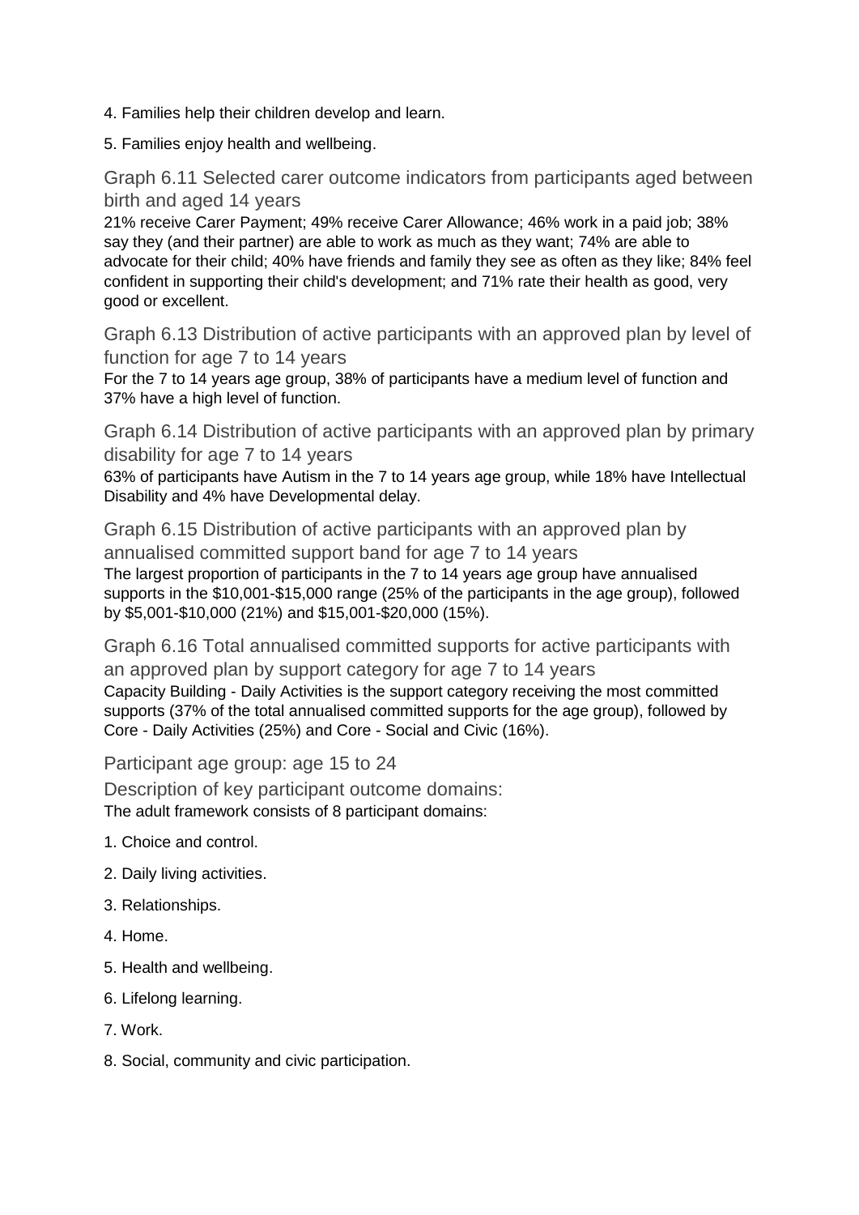4. Families help their children develop and learn.

5. Families enjoy health and wellbeing.

### Graph 6.11 Selected carer outcome indicators from participants aged between birth and aged 14 years

21% receive Carer Payment; 49% receive Carer Allowance; 46% work in a paid job; 38% say they (and their partner) are able to work as much as they want; 74% are able to advocate for their child; 40% have friends and family they see as often as they like; 84% feel confident in supporting their child's development; and 71% rate their health as good, very good or excellent.

### Graph 6.13 Distribution of active participants with an approved plan by level of function for age 7 to 14 years

For the 7 to 14 years age group, 38% of participants have a medium level of function and 37% have a high level of function.

### Graph 6.14 Distribution of active participants with an approved plan by primary disability for age 7 to 14 years

63% of participants have Autism in the 7 to 14 years age group, while 18% have Intellectual Disability and 4% have Developmental delay.

### Graph 6.15 Distribution of active participants with an approved plan by annualised committed support band for age 7 to 14 years

The largest proportion of participants in the 7 to 14 years age group have annualised supports in the $10,001-$15,000 range (25% of the participants in the age group), followed by $5,001-$10,000 (21%) and $15,001-$20,000 (15%).

### Graph 6.16 Total annualised committed supports for active participants with an approved plan by support category for age 7 to 14 years

Capacity Building - Daily Activities is the support category receiving the most committed supports (37% of the total annualised committed supports for the age group), followed by Core - Daily Activities (25%) and Core - Social and Civic (16%).

### Participant age group: age 15 to 24

### Description of key participant outcome domains:

The adult framework consists of 8 participant domains:

1. Choice and control.

2. Daily living activities.

3. Relationships.

4. Home.

5. Health and wellbeing.

6. Lifelong learning.

7. Work.

8. Social, community and civic participation.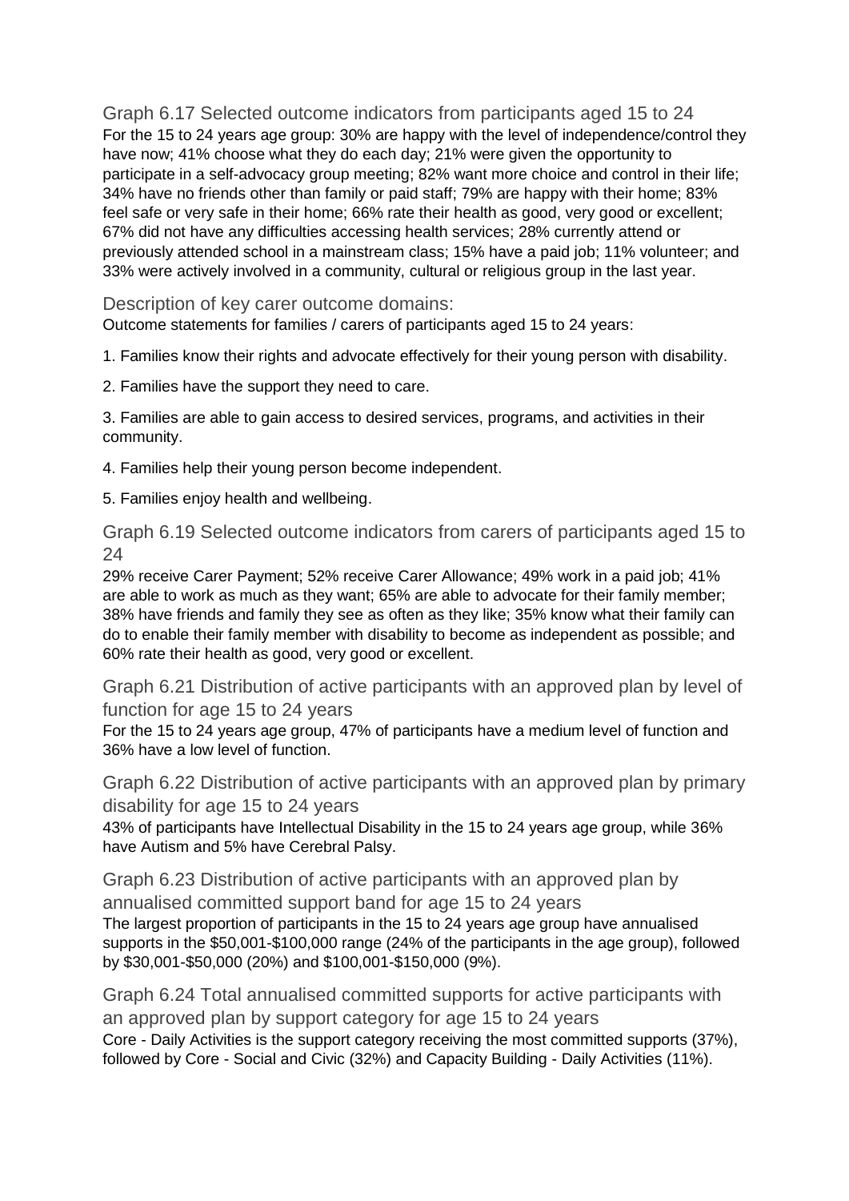### Graph 6.17 Selected outcome indicators from participants aged 15 to 24

For the 15 to 24 years age group: 30% are happy with the level of independence/control they have now; 41% choose what they do each day; 21% were given the opportunity to participate in a self-advocacy group meeting; 82% want more choice and control in their life; 34% have no friends other than family or paid staff; 79% are happy with their home; 83% feel safe or very safe in their home; 66% rate their health as good, very good or excellent; 67% did not have any difficulties accessing health services; 28% currently attend or previously attended school in a mainstream class; 15% have a paid job; 11% volunteer; and 33% were actively involved in a community, cultural or religious group in the last year.

### Description of key carer outcome domains:

Outcome statements for families / carers of participants aged 15 to 24 years:

1. Families know their rights and advocate effectively for their young person with disability.

2. Families have the support they need to care.

3. Families are able to gain access to desired services, programs, and activities in their community.

4. Families help their young person become independent.

5. Families enjoy health and wellbeing.

### Graph 6.19 Selected outcome indicators from carers of participants aged 15 to 24

29% receive Carer Payment; 52% receive Carer Allowance; 49% work in a paid job; 41% are able to work as much as they want; 65% are able to advocate for their family member; 38% have friends and family they see as often as they like; 35% know what their family can do to enable their family member with disability to become as independent as possible; and 60% rate their health as good, very good or excellent.

### Graph 6.21 Distribution of active participants with an approved plan by level of function for age 15 to 24 years

For the 15 to 24 years age group, 47% of participants have a medium level of function and 36% have a low level of function.

### Graph 6.22 Distribution of active participants with an approved plan by primary disability for age 15 to 24 years

43% of participants have Intellectual Disability in the 15 to 24 years age group, while 36% have Autism and 5% have Cerebral Palsy.

### Graph 6.23 Distribution of active participants with an approved plan by annualised committed support band for age 15 to 24 years

The largest proportion of participants in the 15 to 24 years age group have annualised supports in the $50,001-$100,000 range (24% of the participants in the age group), followed by $30,001-$50,000 (20%) and $100,001-$150,000 (9%).

### Graph 6.24 Total annualised committed supports for active participants with an approved plan by support category for age 15 to 24 years

Core - Daily Activities is the support category receiving the most committed supports (37%), followed by Core - Social and Civic (32%) and Capacity Building - Daily Activities (11%).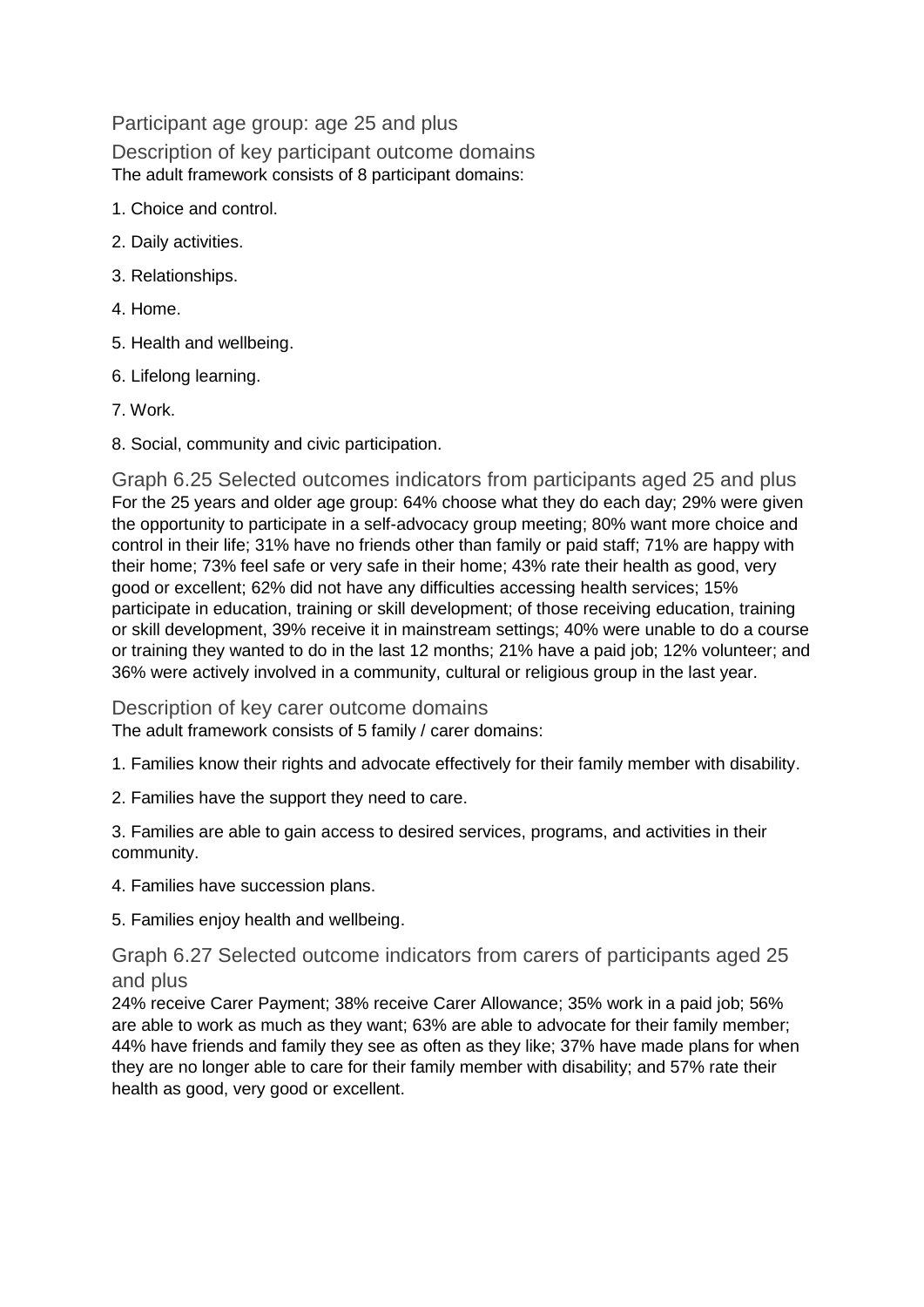## Participant age group: age 25 and plus

### Description of key participant outcome domains

The adult framework consists of 8 participant domains:

1. Choice and control.
2. Daily activities.
3. Relationships.
4. Home.
5. Health and wellbeing.
6. Lifelong learning.
7. Work.
8. Social, community and civic participation.

### Graph 6.25 Selected outcomes indicators from participants aged 25 and plus

For the 25 years and older age group: 64% choose what they do each day; 29% were given the opportunity to participate in a self-advocacy group meeting; 80% want more choice and control in their life; 31% have no friends other than family or paid staff; 71% are happy with their home; 73% feel safe or very safe in their home; 43% rate their health as good, very good or excellent; 62% did not have any difficulties accessing health services; 15% participate in education, training or skill development; of those receiving education, training or skill development, 39% receive it in mainstream settings; 40% were unable to do a course or training they wanted to do in the last 12 months; 21% have a paid job; 12% volunteer; and 36% were actively involved in a community, cultural or religious group in the last year.

### Description of key carer outcome domains

The adult framework consists of 5 family / carer domains:

1. Families know their rights and advocate effectively for their family member with disability.
2. Families have the support they need to care.
3. Families are able to gain access to desired services, programs, and activities in their community.
4. Families have succession plans.
5. Families enjoy health and wellbeing.

### Graph 6.27 Selected outcome indicators from carers of participants aged 25 and plus

24% receive Carer Payment; 38% receive Carer Allowance; 35% work in a paid job; 56% are able to work as much as they want; 63% are able to advocate for their family member; 44% have friends and family they see as often as they like; 37% have made plans for when they are no longer able to care for their family member with disability; and 57% rate their health as good, very good or excellent.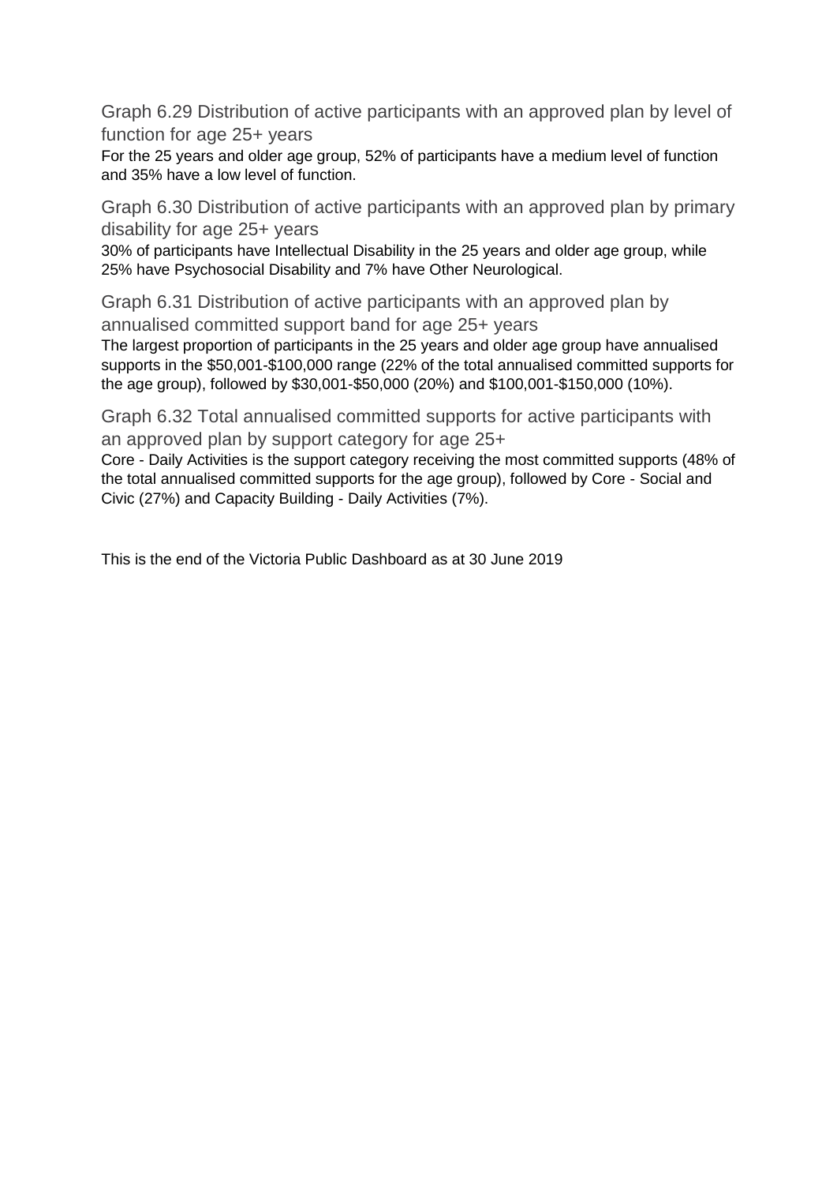### Graph 6.29 Distribution of active participants with an approved plan by level of function for age 25+ years

For the 25 years and older age group, 52% of participants have a medium level of function and 35% have a low level of function.

### Graph 6.30 Distribution of active participants with an approved plan by primary disability for age 25+ years

30% of participants have Intellectual Disability in the 25 years and older age group, while 25% have Psychosocial Disability and 7% have Other Neurological.

### Graph 6.31 Distribution of active participants with an approved plan by annualised committed support band for age 25+ years

The largest proportion of participants in the 25 years and older age group have annualised supports in the $50,001-$100,000 range (22% of the total annualised committed supports for the age group), followed by $30,001-$50,000 (20%) and $100,001-$150,000 (10%).

### Graph 6.32 Total annualised committed supports for active participants with an approved plan by support category for age 25+

Core - Daily Activities is the support category receiving the most committed supports (48% of the total annualised committed supports for the age group), followed by Core - Social and Civic (27%) and Capacity Building - Daily Activities (7%).

This is the end of the Victoria Public Dashboard as at 30 June 2019